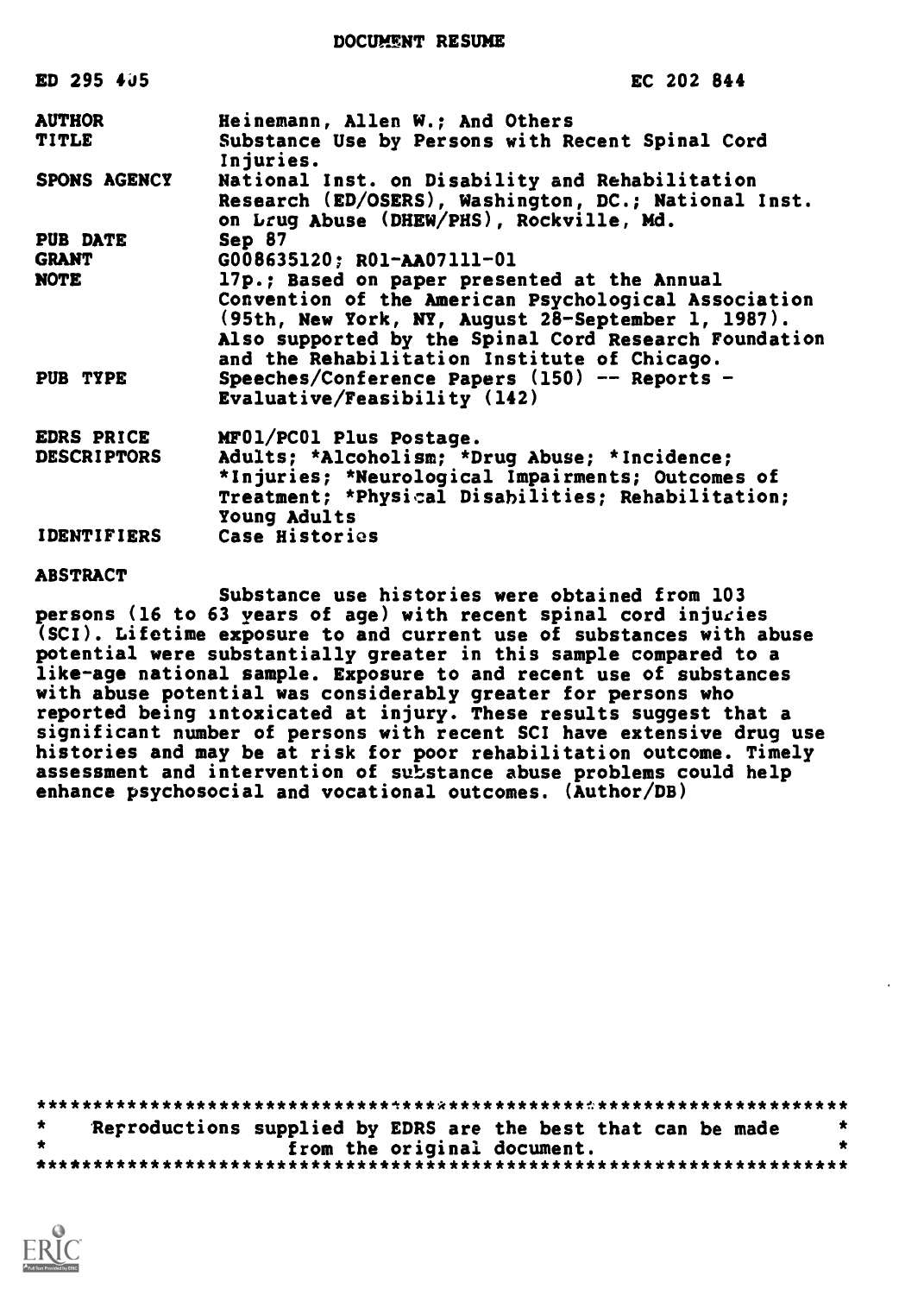DOCUMENT RESUME

| | |
|---|---|
| ED 295 405 | EC 202 844 |
| AUTHOR | Heinemann, Allen W.; And Others |
| TITLE | Substance Use by Persons with Recent Spinal Cord Injuries. |
| SPONS AGENCY | National Inst. on Disability and Rehabilitation Research (ED/OSERS), Washington, DC.; National Inst. on Drug Abuse (DHEW/PHS), Rockville, Md. |
| PUB DATE | Sep 87 |
| GRANT | G008635120; R01-AA07111-01 |
| NOTE | 17p.; Based on paper presented at the Annual Convention of the American Psychological Association (95th, New York, NY, August 28-September 1, 1987). Also supported by the Spinal Cord Research Foundation and the Rehabilitation Institute of Chicago. |
| PUB TYPE | Speeches/Conference Papers (150) -- Reports - Evaluative/Feasibility (142) |
| EDRS PRICE | MF01/PC01 Plus Postage. |
| DESCRIPTORS | Adults; *Alcoholism; *Drug Abuse; *Incidence; *Injuries; *Neurological Impairments; Outcomes of Treatment; *Physical Disabilities; Rehabilitation; Young Adults |
| IDENTIFIERS | Case Histories |

ABSTRACT

Substance use histories were obtained from 103 persons (16 to 63 years of age) with recent spinal cord injuries (SCI). Lifetime exposure to and current use of substances with abuse potential were substantially greater in this sample compared to a like-age national sample. Exposure to and recent use of substances with abuse potential was considerably greater for persons who reported being intoxicated at injury. These results suggest that a significant number of persons with recent SCI have extensive drug use histories and may be at risk for poor rehabilitation outcome. Timely assessment and intervention of substance abuse problems could help enhance psychosocial and vocational outcomes. (Author/DB)

***********************************************************************
* Reproductions supplied by EDRS are the best that can be made *
* from the original document. *
***********************************************************************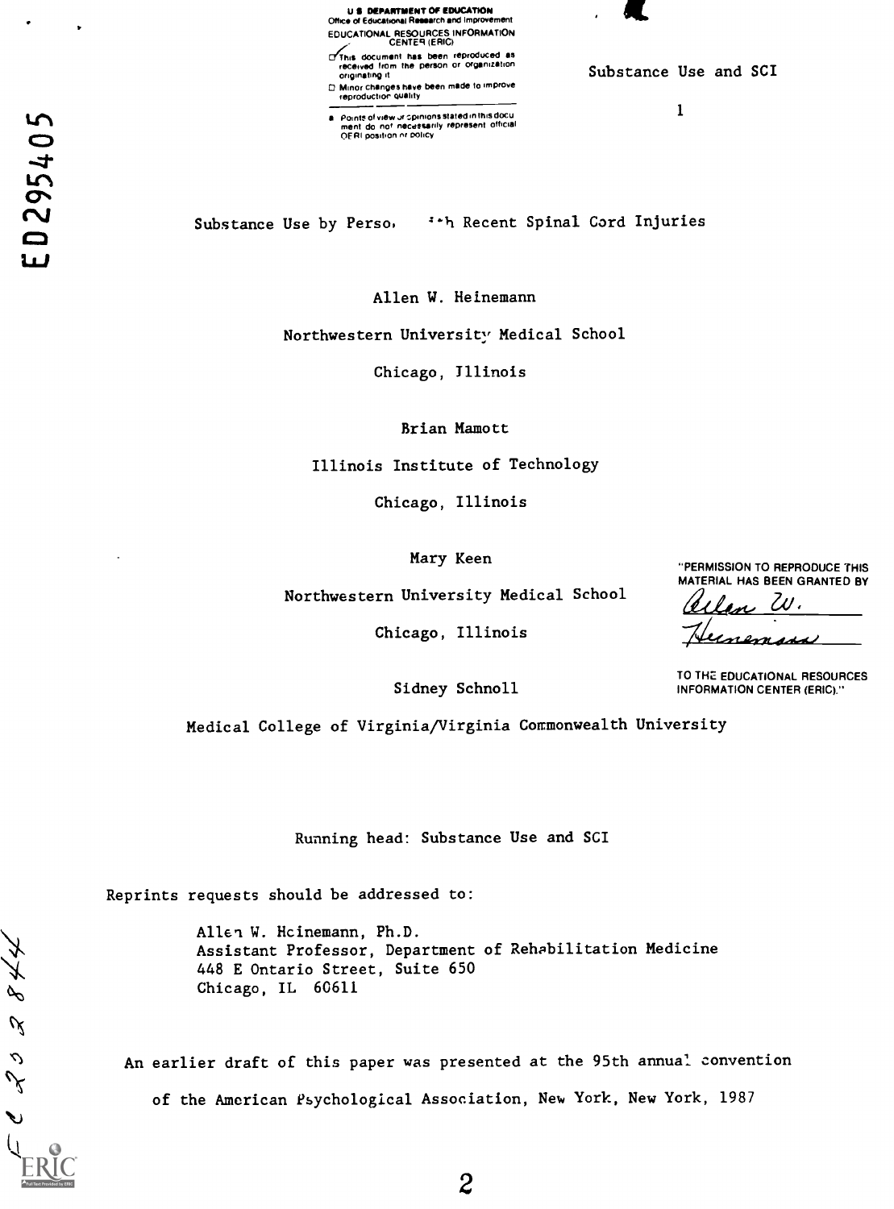U.S. DEPARTMENT OF EDUCATION
Office of Educational Research and Improvement
EDUCATIONAL RESOURCES INFORMATION CENTER (ERIC)

- This document has been reproduced as received from the person or organization originating it
- Minor changes have been made to improve reproduction quality
- Points of view or opinions stated in this document do not necessarily represent official OERI position or policy

ED295405

# Substance Use by Perso· ··h Recent Spinal Cord Injuries

Allen W. Heinemann

Northwestern University Medical School

Chicago, Illinois

Brian Mamott

Illinois Institute of Technology

Chicago, Illinois

Mary Keen

Northwestern University Medical School

Chicago, Illinois

Sidney Schnoll

Medical College of Virginia/Virginia Commonwealth University

"PERMISSION TO REPRODUCE THIS MATERIAL HAS BEEN GRANTED BY Allen W. Heinemann TO THE EDUCATIONAL RESOURCES INFORMATION CENTER (ERIC)."

Running head: Substance Use and SCI

Reprints requests should be addressed to:

Allen W. Heinemann, Ph.D.
Assistant Professor, Department of Rehabilitation Medicine
448 E Ontario Street, Suite 650
Chicago, IL 60611

An earlier draft of this paper was presented at the 95th annual convention of the American Psychological Association, New York, New York, 1987

CE 23 8444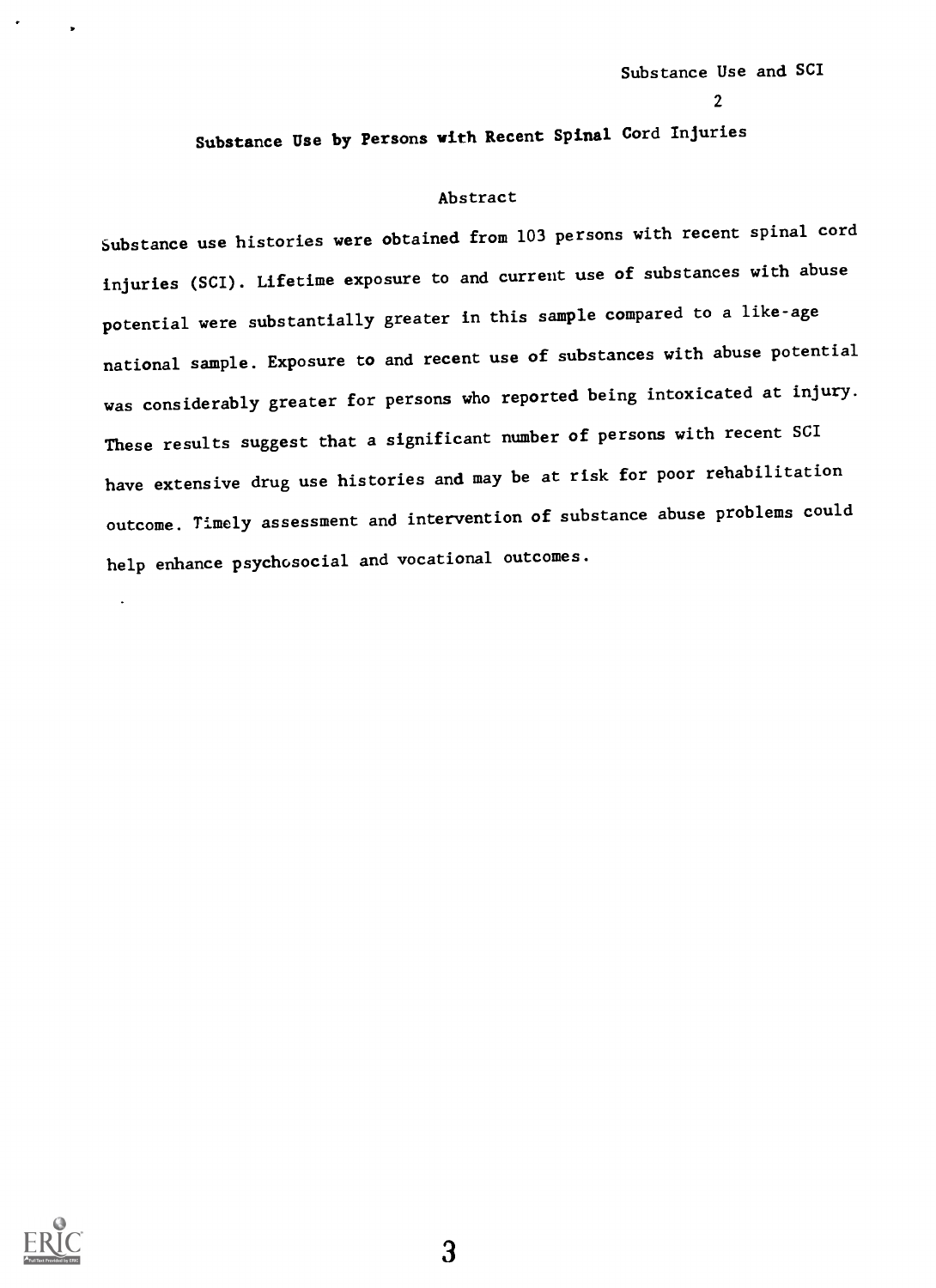# Substance Use by Persons with Recent Spinal Cord Injuries

## Abstract

Substance use histories were obtained from 103 persons with recent spinal cord injuries (SCI). Lifetime exposure to and current use of substances with abuse potential were substantially greater in this sample compared to a like-age national sample. Exposure to and recent use of substances with abuse potential was considerably greater for persons who reported being intoxicated at injury. These results suggest that a significant number of persons with recent SCI have extensive drug use histories and may be at risk for poor rehabilitation outcome. Timely assessment and intervention of substance abuse problems could help enhance psychosocial and vocational outcomes.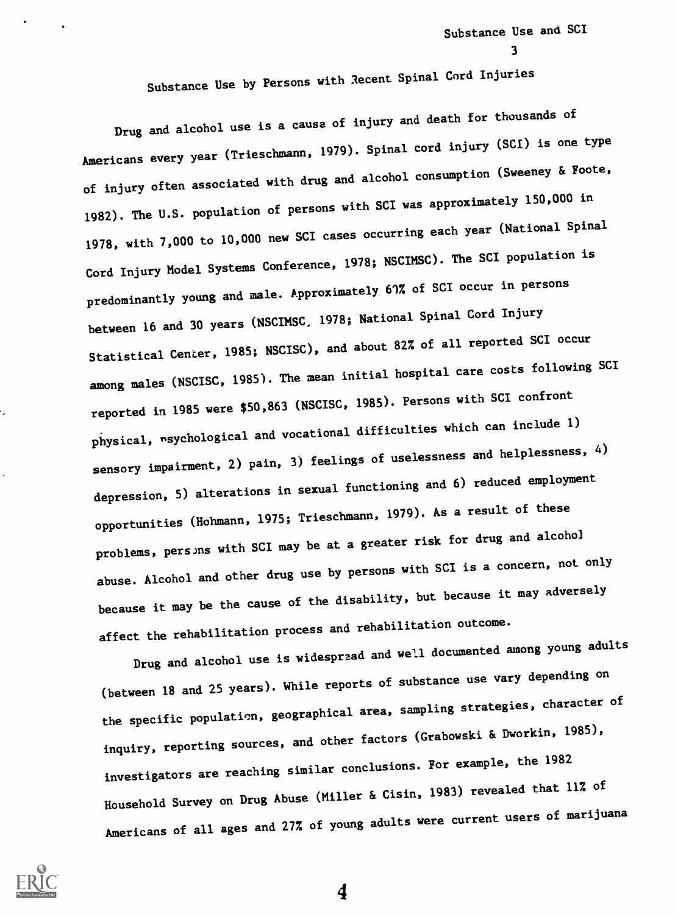# Substance Use by Persons with Recent Spinal Cord Injuries

Drug and alcohol use is a cause of injury and death for thousands of Americans every year (Trieschmann, 1979). Spinal cord injury (SCI) is one type of injury often associated with drug and alcohol consumption (Sweeney & Foote, 1982). The U.S. population of persons with SCI was approximately 150,000 in 1978, with 7,000 to 10,000 new SCI cases occurring each year (National Spinal Cord Injury Model Systems Conference, 1978; NSCIMSC). The SCI population is predominantly young and male. Approximately 60% of SCI occur in persons between 16 and 30 years (NSCIMSC, 1978; National Spinal Cord Injury Statistical Center, 1985; NSCISC), and about 82% of all reported SCI occur among males (NSCISC, 1985). The mean initial hospital care costs following SCI reported in 1985 were $50,863 (NSCISC, 1985). Persons with SCI confront physical, psychological and vocational difficulties which can include 1) sensory impairment, 2) pain, 3) feelings of uselessness and helplessness, 4) depression, 5) alterations in sexual functioning and 6) reduced employment opportunities (Hohmann, 1975; Trieschmann, 1979). As a result of these problems, persons with SCI may be at a greater risk for drug and alcohol abuse. Alcohol and other drug use by persons with SCI is a concern, not only because it may be the cause of the disability, but because it may adversely affect the rehabilitation process and rehabilitation outcome.

Drug and alcohol use is widespread and well documented among young adults (between 18 and 25 years). While reports of substance use vary depending on the specific population, geographical area, sampling strategies, character of inquiry, reporting sources, and other factors (Grabowski & Dworkin, 1985), investigators are reaching similar conclusions. For example, the 1982 Household Survey on Drug Abuse (Miller & Cisin, 1983) revealed that 11% of Americans of all ages and 27% of young adults were current users of marijuana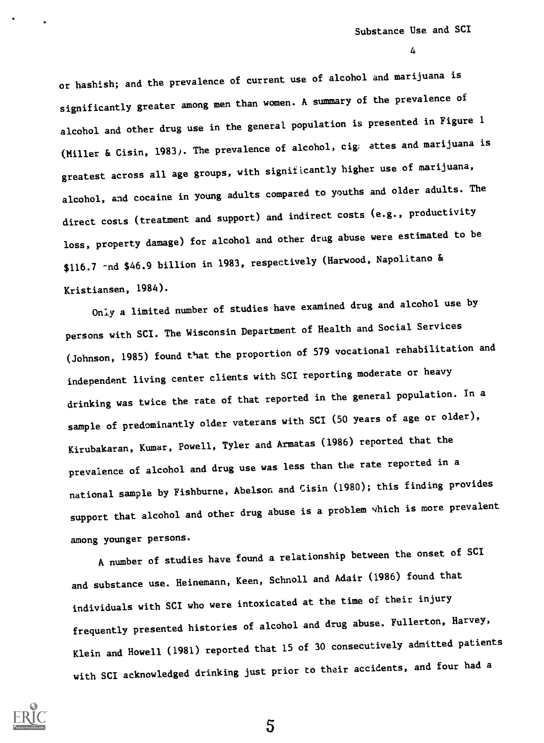or hashish; and the prevalence of current use of alcohol and marijuana is significantly greater among men than women. A summary of the prevalence of alcohol and other drug use in the general population is presented in Figure 1 (Miller & Cisin, 1983). The prevalence of alcohol, cigarettes and marijuana is greatest across all age groups, with significantly higher use of marijuana, alcohol, and cocaine in young adults compared to youths and older adults. The direct costs (treatment and support) and indirect costs (e.g., productivity loss, property damage) for alcohol and other drug abuse were estimated to be $116.7 and $46.9 billion in 1983, respectively (Harwood, Napolitano & Kristiansen, 1984).

Only a limited number of studies have examined drug and alcohol use by persons with SCI. The Wisconsin Department of Health and Social Services (Johnson, 1985) found that the proportion of 579 vocational rehabilitation and independent living center clients with SCI reporting moderate or heavy drinking was twice the rate of that reported in the general population. In a sample of predominantly older veterans with SCI (50 years of age or older), Kirubakaran, Kumar, Powell, Tyler and Armatas (1986) reported that the prevalence of alcohol and drug use was less than the rate reported in a national sample by Fishburne, Abelson and Cisin (1980); this finding provides support that alcohol and other drug abuse is a problem which is more prevalent among younger persons.

A number of studies have found a relationship between the onset of SCI and substance use. Heinemann, Keen, Schnoll and Adair (1986) found that individuals with SCI who were intoxicated at the time of their injury frequently presented histories of alcohol and drug abuse. Fullerton, Harvey, Klein and Howell (1981) reported that 15 of 30 consecutively admitted patients with SCI acknowledged drinking just prior to their accidents, and four had a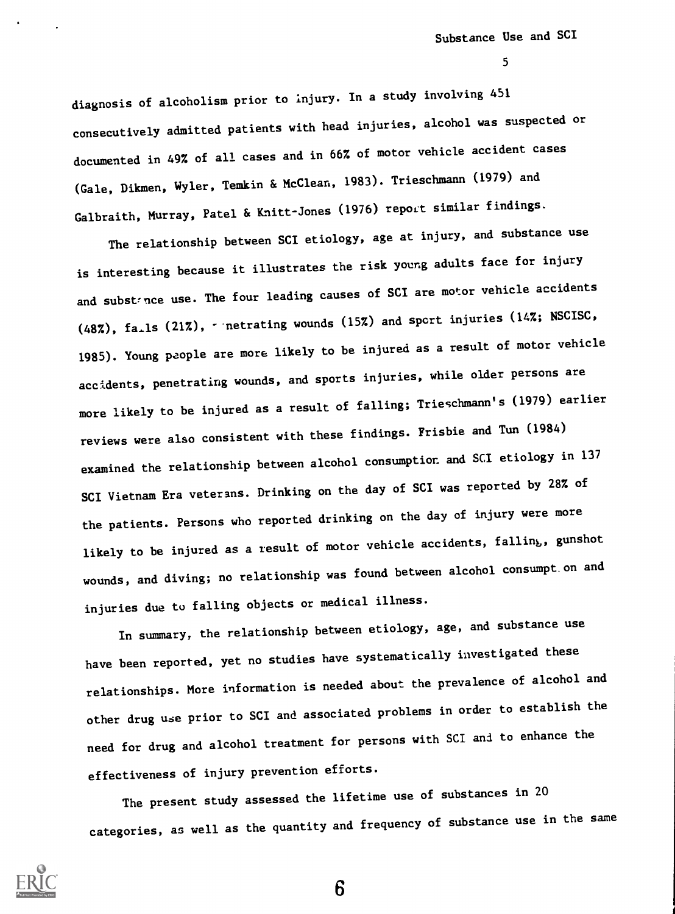diagnosis of alcoholism prior to injury. In a study involving 451 consecutively admitted patients with head injuries, alcohol was suspected or documented in 49% of all cases and in 66% of motor vehicle accident cases (Gale, Dikmen, Wyler, Temkin & McClean, 1983). Trieschmann (1979) and Galbraith, Murray, Patel & Knitt-Jones (1976) report similar findings.

The relationship between SCI etiology, age at injury, and substance use is interesting because it illustrates the risk young adults face for injury and substance use. The four leading causes of SCI are motor vehicle accidents (48%), falls (21%), penetrating wounds (15%) and sport injuries (14%; NSCISC, 1985). Young people are more likely to be injured as a result of motor vehicle accidents, penetrating wounds, and sports injuries, while older persons are more likely to be injured as a result of falling; Trieschmann's (1979) earlier reviews were also consistent with these findings. Frisbie and Tun (1984) examined the relationship between alcohol consumption and SCI etiology in 137 SCI Vietnam Era veterans. Drinking on the day of SCI was reported by 28% of the patients. Persons who reported drinking on the day of injury were more likely to be injured as a result of motor vehicle accidents, falling, gunshot wounds, and diving; no relationship was found between alcohol consumption and injuries due to falling objects or medical illness.

In summary, the relationship between etiology, age, and substance use have been reported, yet no studies have systematically investigated these relationships. More information is needed about the prevalence of alcohol and other drug use prior to SCI and associated problems in order to establish the need for drug and alcohol treatment for persons with SCI and to enhance the effectiveness of injury prevention efforts.

The present study assessed the lifetime use of substances in 20 categories, as well as the quantity and frequency of substance use in the same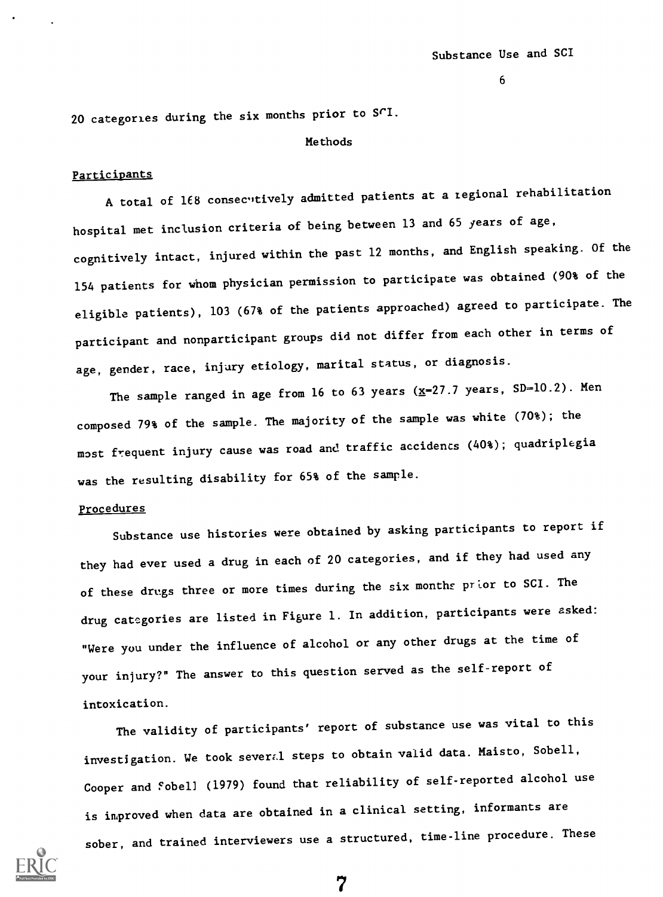20 categories during the six months prior to SCI.

## Methods

### Participants

A total of 168 consecutively admitted patients at a regional rehabilitation hospital met inclusion criteria of being between 13 and 65 years of age, cognitively intact, injured within the past 12 months, and English speaking. Of the 154 patients for whom physician permission to participate was obtained (90% of the eligible patients), 103 (67% of the patients approached) agreed to participate. The participant and nonparticipant groups did not differ from each other in terms of age, gender, race, injury etiology, marital status, or diagnosis.

The sample ranged in age from 16 to 63 years ($\underline{x}$=27.7 years, SD=10.2). Men composed 79% of the sample. The majority of the sample was white (70%); the most frequent injury cause was road and traffic accidents (40%); quadriplegia was the resulting disability for 65% of the sample.

### Procedures

Substance use histories were obtained by asking participants to report if they had ever used a drug in each of 20 categories, and if they had used any of these drugs three or more times during the six months prior to SCI. The drug categories are listed in Figure 1. In addition, participants were asked: "Were you under the influence of alcohol or any other drugs at the time of your injury?" The answer to this question served as the self-report of intoxication.

The validity of participants' report of substance use was vital to this investigation. We took several steps to obtain valid data. Maisto, Sobell, Cooper and Sobell (1979) found that reliability of self-reported alcohol use is improved when data are obtained in a clinical setting, informants are sober, and trained interviewers use a structured, time-line procedure. These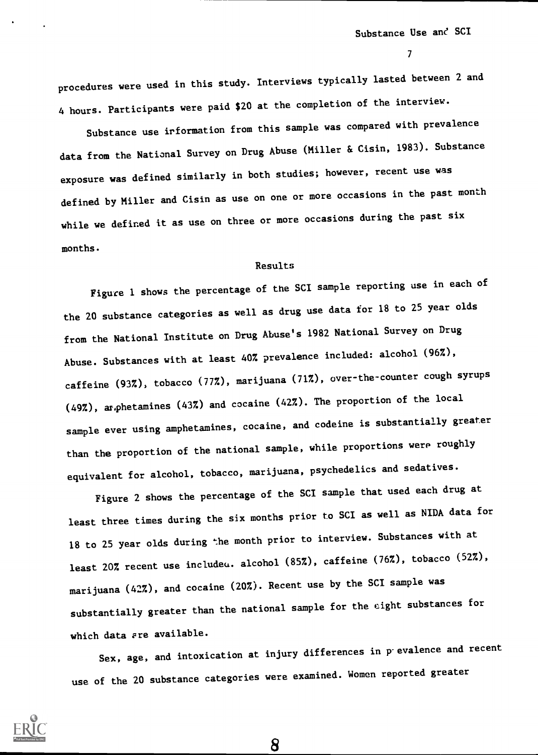procedures were used in this study. Interviews typically lasted between 2 and 4 hours. Participants were paid $20 at the completion of the interview.

Substance use information from this sample was compared with prevalence data from the National Survey on Drug Abuse (Miller & Cisin, 1983). Substance exposure was defined similarly in both studies; however, recent use was defined by Miller and Cisin as use on one or more occasions in the past month while we defined it as use on three or more occasions during the past six months.

## Results

Figure 1 shows the percentage of the SCI sample reporting use in each of the 20 substance categories as well as drug use data for 18 to 25 year olds from the National Institute on Drug Abuse's 1982 National Survey on Drug Abuse. Substances with at least 40% prevalence included: alcohol (96%), caffeine (93%), tobacco (77%), marijuana (71%), over-the-counter cough syrups (49%), amphetamines (43%) and cocaine (42%). The proportion of the local sample ever using amphetamines, cocaine, and codeine is substantially greater than the proportion of the national sample, while proportions were roughly equivalent for alcohol, tobacco, marijuana, psychedelics and sedatives.

Figure 2 shows the percentage of the SCI sample that used each drug at least three times during the six months prior to SCI as well as NIDA data for 18 to 25 year olds during the month prior to interview. Substances with at least 20% recent use included alcohol (85%), caffeine (76%), tobacco (52%), marijuana (42%), and cocaine (20%). Recent use by the SCI sample was substantially greater than the national sample for the eight substances for which data are available.

Sex, age, and intoxication at injury differences in prevalence and recent use of the 20 substance categories were examined. Women reported greater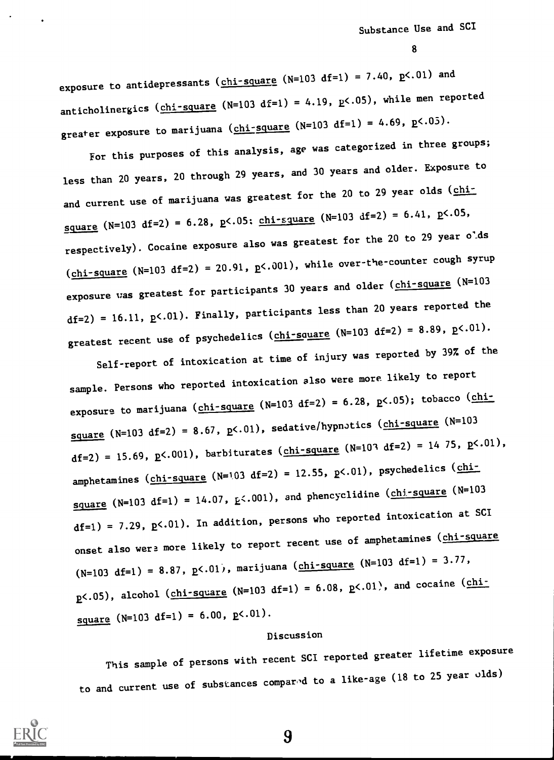exposure to antidepressants (*chi-square* ($N=103$ $df=1$) = 7.40, $p<.01$) and anticholinergics (*chi-square* ($N=103$ $df=1$) = 4.19, $p<.05$), while men reported greater exposure to marijuana (*chi-square* ($N=103$ $df=1$) = 4.69, $p<.05$).

For this purposes of this analysis, age was categorized in three groups; less than 20 years, 20 through 29 years, and 30 years and older. Exposure to and current use of marijuana was greatest for the 20 to 29 year olds (*chi-square* ($N=103$ $df=2$) = 6.28, $p<.05$; *chi-square* ($N=103$ $df=2$) = 6.41, $p<.05$, respectively). Cocaine exposure also was greatest for the 20 to 29 year olds (*chi-square* ($N=103$ $df=2$) = 20.91, $p<.001$), while over-the-counter cough syrup exposure was greatest for participants 30 years and older (*chi-square* ($N=103$ $df=2$) = 16.11, $p<.01$). Finally, participants less than 20 years reported the greatest recent use of psychedelics (*chi-square* ($N=103$ $df=2$) = 8.89, $p<.01$).

Self-report of intoxication at time of injury was reported by 39% of the sample. Persons who reported intoxication also were more likely to report exposure to marijuana (*chi-square* ($N=103$ $df=2$) = 6.28, $p<.05$); tobacco (*chi-square* ($N=103$ $df=2$) = 8.67, $p<.01$), sedative/hypnotics (*chi-square* ($N=103$ $df=2$) = 15.69, $p<.001$), barbiturates (*chi-square* ($N=103$ $df=2$) = 14.75, $p<.01$), amphetamines (*chi-square* ($N=103$ $df=2$) = 12.55, $p<.01$), psychedelics (*chi-square* ($N=103$ $df=1$) = 14.07, $p<.001$), and phencyclidine (*chi-square* ($N=103$ $df=1$) = 7.29, $p<.01$). In addition, persons who reported intoxication at SCI onset also were more likely to report recent use of amphetamines (*chi-square* ($N=103$ $df=1$) = 8.87, $p<.01$), marijuana (*chi-square* ($N=103$ $df=1$) = 3.77, $p<.05$), alcohol (*chi-square* ($N=103$ $df=1$) = 6.08, $p<.01$), and cocaine (*chi-square* ($N=103$ $df=1$) = 6.00, $p<.01$).

## Discussion

This sample of persons with recent SCI reported greater lifetime exposure to and current use of substances compared to a like-age (18 to 25 year olds)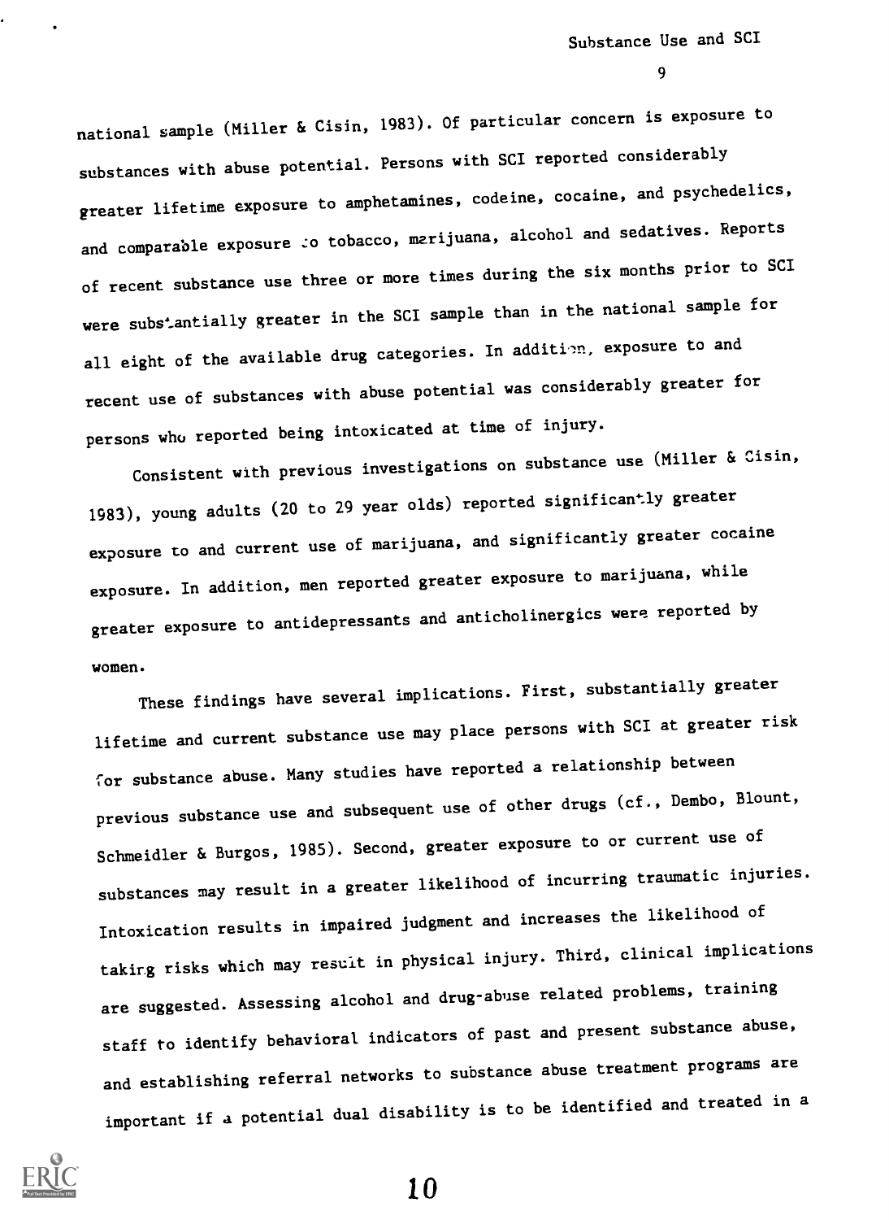national sample (Miller & Cisin, 1983). Of particular concern is exposure to substances with abuse potential. Persons with SCI reported considerably greater lifetime exposure to amphetamines, codeine, cocaine, and psychedelics, and comparable exposure to tobacco, marijuana, alcohol and sedatives. Reports of recent substance use three or more times during the six months prior to SCI were substantially greater in the SCI sample than in the national sample for all eight of the available drug categories. In addition, exposure to and recent use of substances with abuse potential was considerably greater for persons who reported being intoxicated at time of injury.

Consistent with previous investigations on substance use (Miller & Cisin, 1983), young adults (20 to 29 year olds) reported significantly greater exposure to and current use of marijuana, and significantly greater cocaine exposure. In addition, men reported greater exposure to marijuana, while greater exposure to antidepressants and anticholinergics were reported by women.

These findings have several implications. First, substantially greater lifetime and current substance use may place persons with SCI at greater risk for substance abuse. Many studies have reported a relationship between previous substance use and subsequent use of other drugs (cf., Dembo, Blount, Schmeidler & Burgos, 1985). Second, greater exposure to or current use of substances may result in a greater likelihood of incurring traumatic injuries. Intoxication results in impaired judgment and increases the likelihood of taking risks which may result in physical injury. Third, clinical implications are suggested. Assessing alcohol and drug-abuse related problems, training staff to identify behavioral indicators of past and present substance abuse, and establishing referral networks to substance abuse treatment programs are important if a potential dual disability is to be identified and treated in a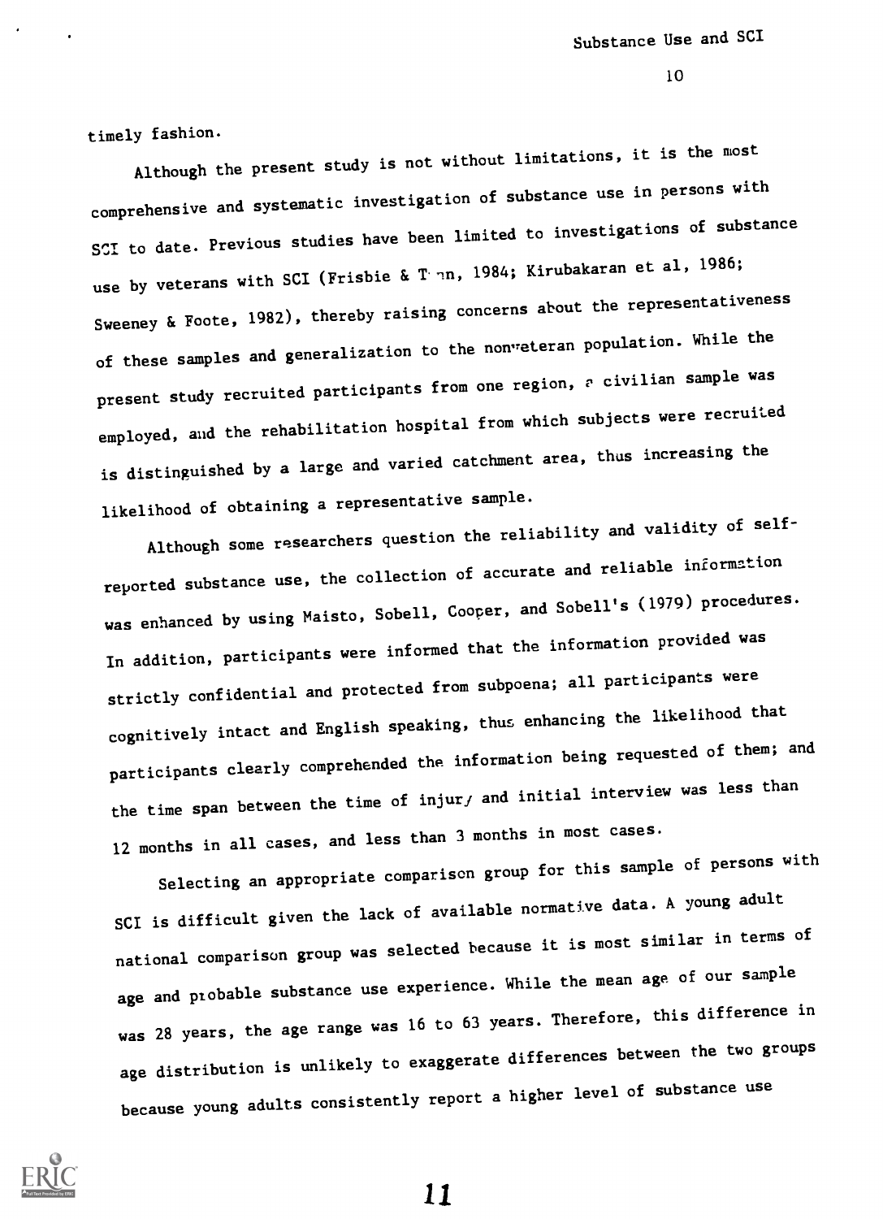timely fashion.

Although the present study is not without limitations, it is the most comprehensive and systematic investigation of substance use in persons with SCI to date. Previous studies have been limited to investigations of substance use by veterans with SCI (Frisbie & Tun, 1984; Kirubakaran et al, 1986; Sweeney & Foote, 1982), thereby raising concerns about the representativeness of these samples and generalization to the nonveteran population. While the present study recruited participants from one region, a civilian sample was employed, and the rehabilitation hospital from which subjects were recruited is distinguished by a large and varied catchment area, thus increasing the likelihood of obtaining a representative sample.

Although some researchers question the reliability and validity of self-reported substance use, the collection of accurate and reliable information was enhanced by using Maisto, Sobell, Cooper, and Sobell's (1979) procedures. In addition, participants were informed that the information provided was strictly confidential and protected from subpoena; all participants were cognitively intact and English speaking, thus enhancing the likelihood that participants clearly comprehended the information being requested of them; and the time span between the time of injury and initial interview was less than 12 months in all cases, and less than 3 months in most cases.

Selecting an appropriate comparison group for this sample of persons with SCI is difficult given the lack of available normative data. A young adult national comparison group was selected because it is most similar in terms of age and probable substance use experience. While the mean age of our sample was 28 years, the age range was 16 to 63 years. Therefore, this difference in age distribution is unlikely to exaggerate differences between the two groups because young adults consistently report a higher level of substance use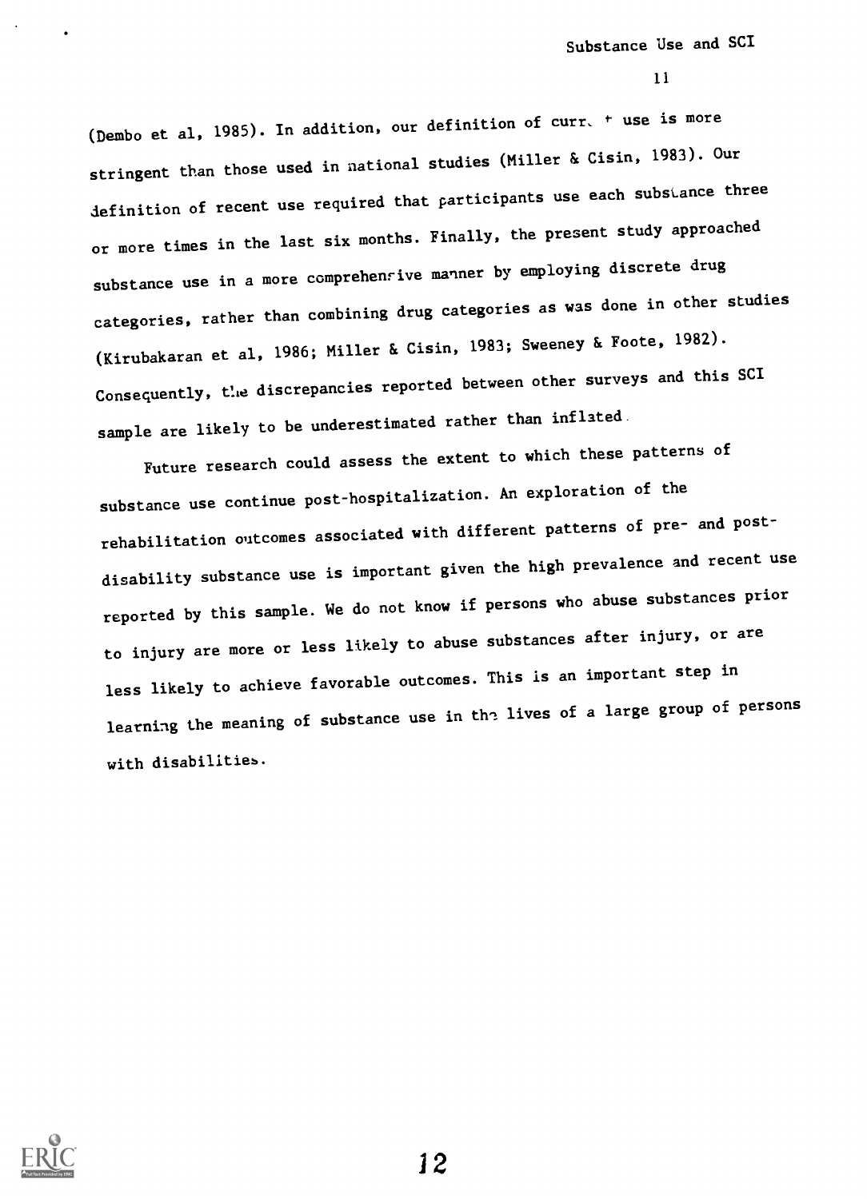(Dembo et al, 1985). In addition, our definition of current use is more stringent than those used in national studies (Miller & Cisin, 1983). Our definition of recent use required that participants use each substance three or more times in the last six months. Finally, the present study approached substance use in a more comprehensive manner by employing discrete drug categories, rather than combining drug categories as was done in other studies (Kirubakaran et al, 1986; Miller & Cisin, 1983; Sweeney & Foote, 1982). Consequently, the discrepancies reported between other surveys and this SCI sample are likely to be underestimated rather than inflated.

Future research could assess the extent to which these patterns of substance use continue post-hospitalization. An exploration of the rehabilitation outcomes associated with different patterns of pre- and post-disability substance use is important given the high prevalence and recent use reported by this sample. We do not know if persons who abuse substances prior to injury are more or less likely to abuse substances after injury, or are less likely to achieve favorable outcomes. This is an important step in learning the meaning of substance use in the lives of a large group of persons with disabilities.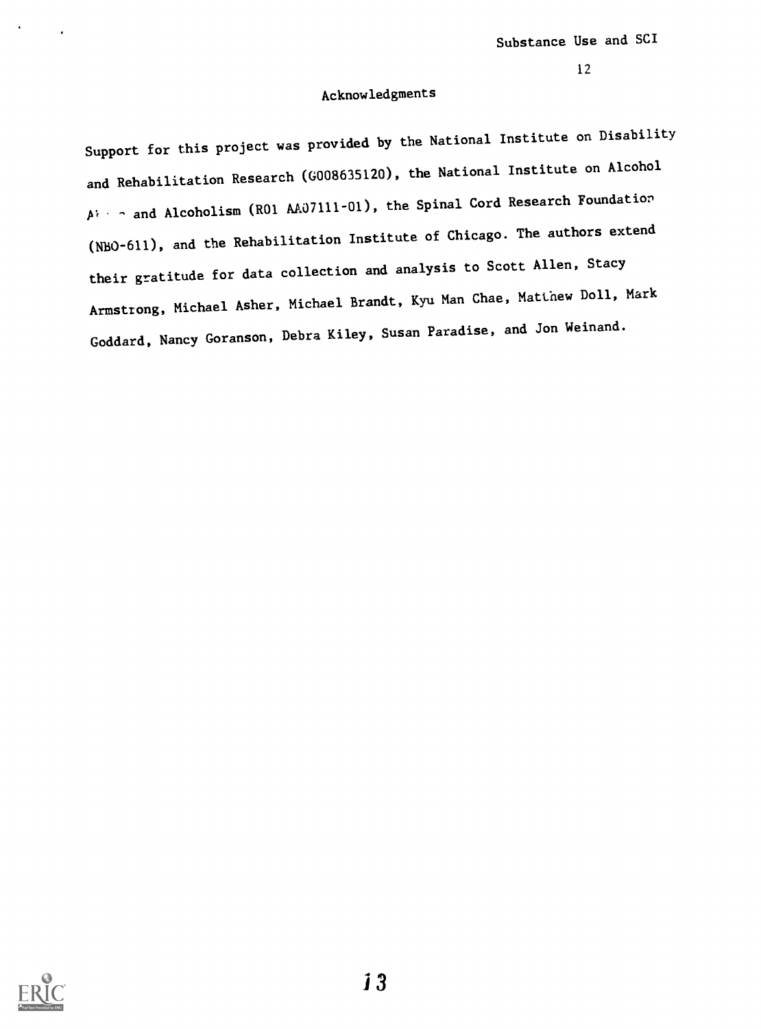## Acknowledgments

Support for this project was provided by the National Institute on Disability and Rehabilitation Research (G008635120), the National Institute on Alcohol Abuse and Alcoholism (R01 AA07111-01), the Spinal Cord Research Foundation (NBO-611), and the Rehabilitation Institute of Chicago. The authors extend their gratitude for data collection and analysis to Scott Allen, Stacy Armstrong, Michael Asher, Michael Brandt, Kyu Man Chae, Matthew Doll, Mark Goddard, Nancy Goranson, Debra Kiley, Susan Paradise, and Jon Weinand.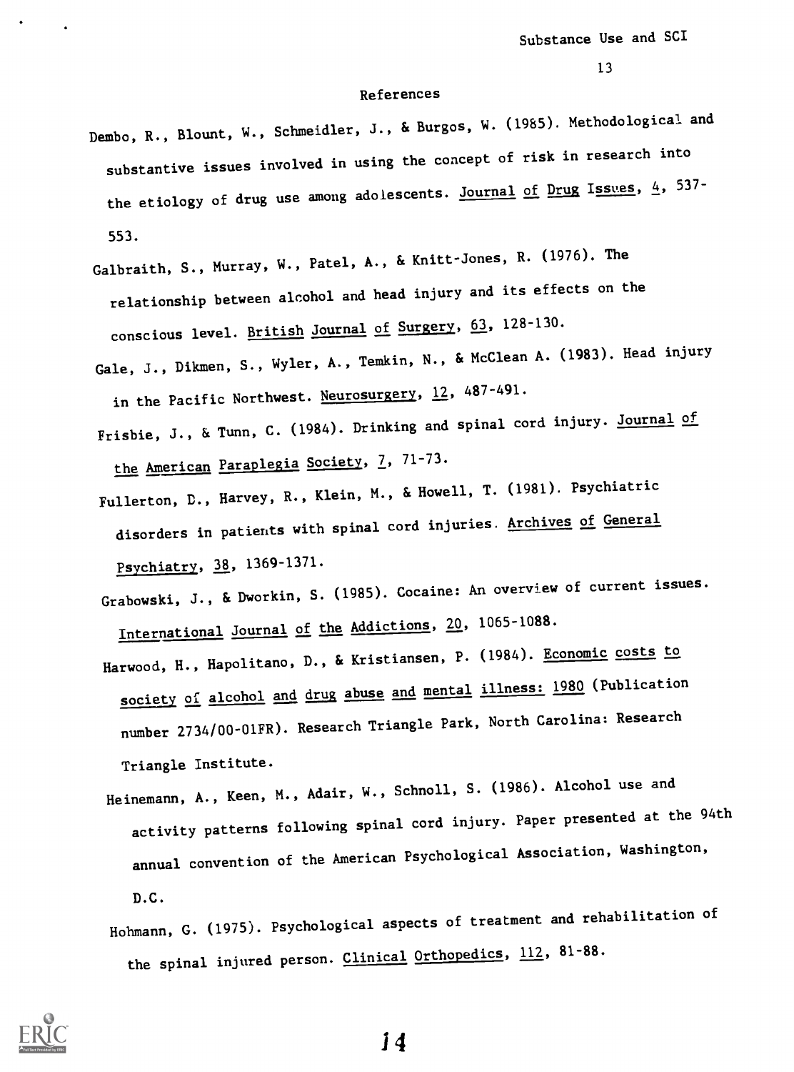## References

Dembo, R., Blount, W., Schmeidler, J., & Burgos, W. (1985). Methodological and substantive issues involved in using the concept of risk in research into the etiology of drug use among adolescents. Journal of Drug Issues, 4, 537-553.

Galbraith, S., Murray, W., Patel, A., & Knitt-Jones, R. (1976). The relationship between alcohol and head injury and its effects on the conscious level. British Journal of Surgery, 63, 128-130.

Gale, J., Dikmen, S., Wyler, A., Temkin, N., & McClean A. (1983). Head injury in the Pacific Northwest. Neurosurgery, 12, 487-491.

Frisbie, J., & Tunn, C. (1984). Drinking and spinal cord injury. Journal of the American Paraplegia Society, 7, 71-73.

Fullerton, D., Harvey, R., Klein, M., & Howell, T. (1981). Psychiatric disorders in patients with spinal cord injuries. Archives of General Psychiatry, 38, 1369-1371.

Grabowski, J., & Dworkin, S. (1985). Cocaine: An overview of current issues. International Journal of the Addictions, 20, 1065-1088.

Harwood, H., Hapolitano, D., & Kristiansen, P. (1984). Economic costs to society of alcohol and drug abuse and mental illness: 1980 (Publication number 2734/00-01FR). Research Triangle Park, North Carolina: Research Triangle Institute.

Heinemann, A., Keen, M., Adair, W., Schnoll, S. (1986). Alcohol use and activity patterns following spinal cord injury. Paper presented at the 94th annual convention of the American Psychological Association, Washington, D.C.

Hohmann, G. (1975). Psychological aspects of treatment and rehabilitation of the spinal injured person. Clinical Orthopedics, 112, 81-88.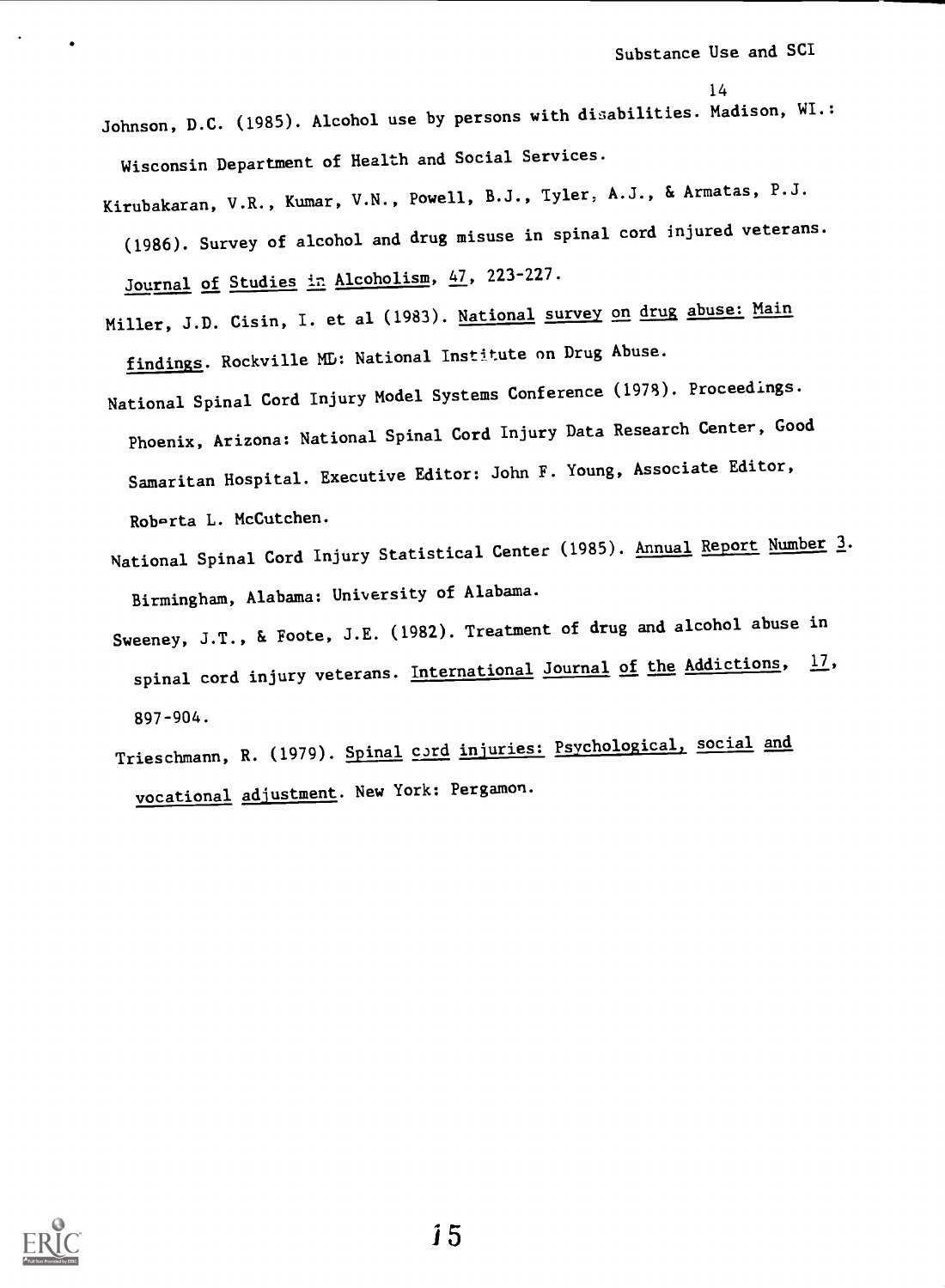Johnson, D.C. (1985). Alcohol use by persons with disabilities. Madison, WI.: Wisconsin Department of Health and Social Services.

Kirubakaran, V.R., Kumar, V.N., Powell, B.J., Tyler, A.J., & Armatas, P.J. (1986). Survey of alcohol and drug misuse in spinal cord injured veterans. Journal of Studies in Alcoholism, 47, 223-227.

Miller, J.D. Cisin, I. et al (1983). National survey on drug abuse: Main findings. Rockville MD: National Institute on Drug Abuse.

National Spinal Cord Injury Model Systems Conference (1978). Proceedings. Phoenix, Arizona: National Spinal Cord Injury Data Research Center, Good Samaritan Hospital. Executive Editor: John F. Young, Associate Editor, Roberta L. McCutchen.

National Spinal Cord Injury Statistical Center (1985). Annual Report Number 3. Birmingham, Alabama: University of Alabama.

Sweeney, J.T., & Foote, J.E. (1982). Treatment of drug and alcohol abuse in spinal cord injury veterans. International Journal of the Addictions, 17, 897-904.

Trieschmann, R. (1979). Spinal cord injuries: Psychological, social and vocational adjustment. New York: Pergamon.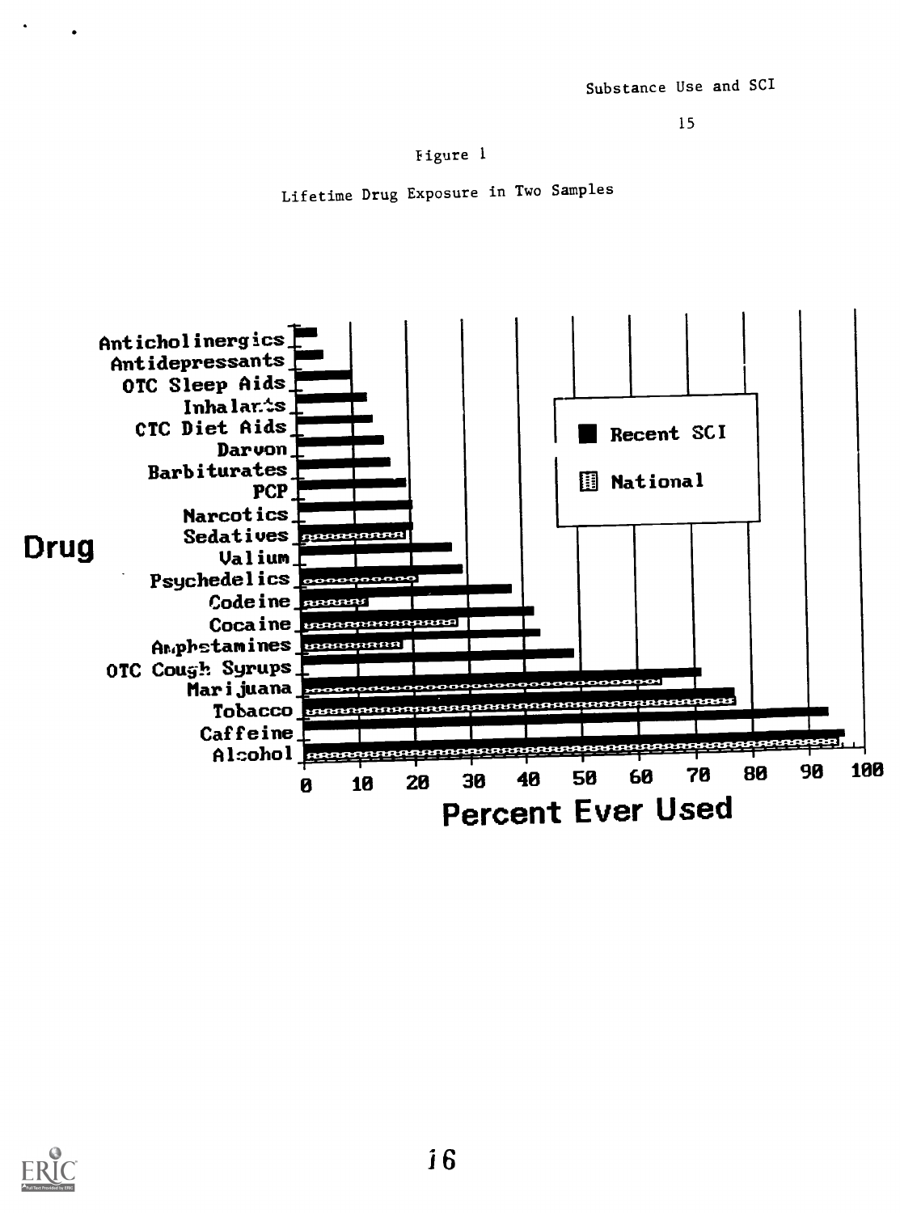Figure 1

Lifetime Drug Exposure in Two Samples

Drug

Anticholinergics
Antidepressants
OTC Sleep Aids
Inhalants
OTC Diet Aids
Darvon
Barbiturates
PCP
Narcotics
Sedatives
Valium
Psychedelics
Codeine
Cocaine
Amphetamines
OTC Cough Syrups
Marijuana
Tobacco
Caffeine
Alcohol

Recent SCI

National

0 10 20 30 40 50 60 70 80 90 100

Percent Ever Used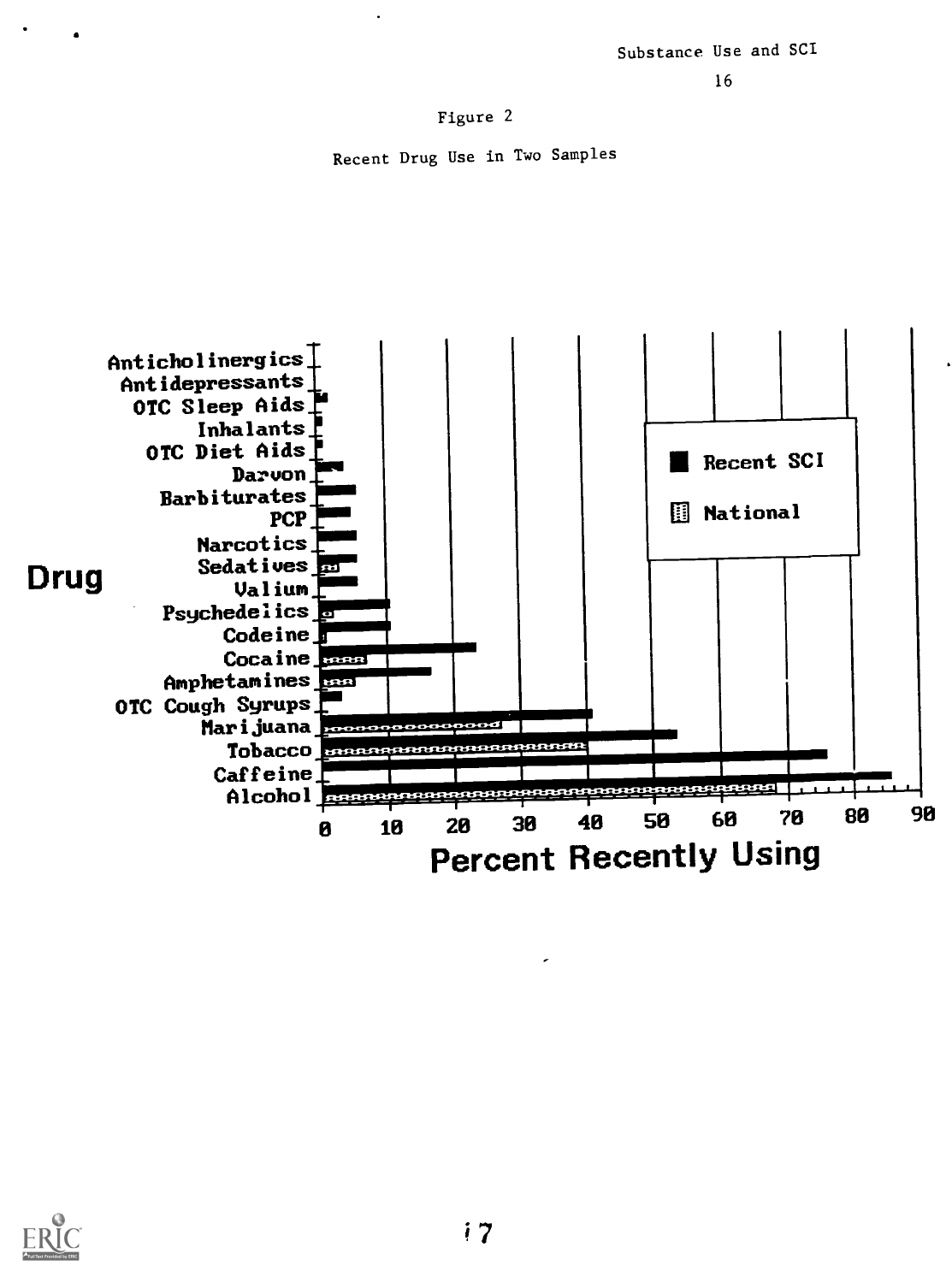Figure 2

Recent Drug Use in Two Samples

Drug

Anticholinergics
Antidepressants
OTC Sleep Aids
Inhalants
OTC Diet Aids
Darvon
Barbiturates
PCP
Narcotics
Sedatives
Valium
Psychedelics
Codeine
Cocaine
Amphetamines
OTC Cough Syrups
Marijuana
Tobacco
Caffeine
Alcohol

Recent SCI
National

0 10 20 30 40 50 60 70 80 90

Percent Recently Using